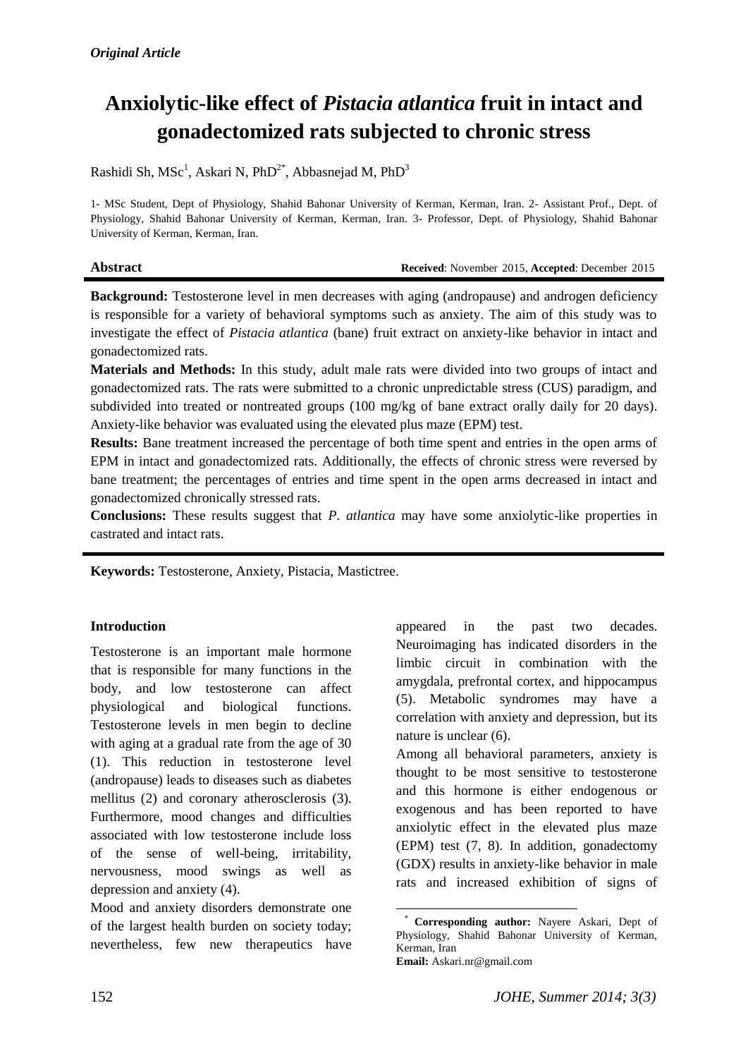*Original Article*

# Anxiolytic-like effect of *Pistacia atlantica* fruit in intact and gonadectomized rats subjected to chronic stress

Rashidi Sh, MSc[1], Askari N, PhD[2*], Abbasnejad M, PhD[3]

1- MSc Student, Dept of Physiology, Shahid Bahonar University of Kerman, Kerman, Iran. 2- Assistant Prof., Dept. of Physiology, Shahid Bahonar University of Kerman, Kerman, Iran. 3- Professor, Dept. of Physiology, Shahid Bahonar University of Kerman, Kerman, Iran.

**Abstract** **Received**: November 2015, **Accepted**: December 2015

**Background:** Testosterone level in men decreases with aging (andropause) and androgen deficiency is responsible for a variety of behavioral symptoms such as anxiety. The aim of this study was to investigate the effect of *Pistacia atlantica* (bane) fruit extract on anxiety-like behavior in intact and gonadectomized rats.

**Materials and Methods:** In this study, adult male rats were divided into two groups of intact and gonadectomized rats. The rats were submitted to a chronic unpredictable stress (CUS) paradigm, and subdivided into treated or nontreated groups (100 mg/kg of bane extract orally daily for 20 days). Anxiety-like behavior was evaluated using the elevated plus maze (EPM) test.

**Results:** Bane treatment increased the percentage of both time spent and entries in the open arms of EPM in intact and gonadectomized rats. Additionally, the effects of chronic stress were reversed by bane treatment; the percentages of entries and time spent in the open arms decreased in intact and gonadectomized chronically stressed rats.

**Conclusions:** These results suggest that *P. atlantica* may have some anxiolytic-like properties in castrated and intact rats.

**Keywords:** Testosterone, Anxiety, Pistacia, Mastictree.

## Introduction

Testosterone is an important male hormone that is responsible for many functions in the body, and low testosterone can affect physiological and biological functions. Testosterone levels in men begin to decline with aging at a gradual rate from the age of 30 (1). This reduction in testosterone level (andropause) leads to diseases such as diabetes mellitus (2) and coronary atherosclerosis (3). Furthermore, mood changes and difficulties associated with low testosterone include loss of the sense of well-being, irritability, nervousness, mood swings as well as depression and anxiety (4).

Mood and anxiety disorders demonstrate one of the largest health burden on society today; nevertheless, few new therapeutics have appeared in the past two decades. Neuroimaging has indicated disorders in the limbic circuit in combination with the amygdala, prefrontal cortex, and hippocampus (5). Metabolic syndromes may have a correlation with anxiety and depression, but its nature is unclear (6).

Among all behavioral parameters, anxiety is thought to be most sensitive to testosterone and this hormone is either endogenous or exogenous and has been reported to have anxiolytic effect in the elevated plus maze (EPM) test (7, 8). In addition, gonadectomy (GDX) results in anxiety-like behavior in male rats and increased exhibition of signs of

[*] **Corresponding author:** Nayere Askari, Dept of Physiology, Shahid Bahonar University of Kerman, Kerman, Iran

**Email:** Askari.nr@gmail.com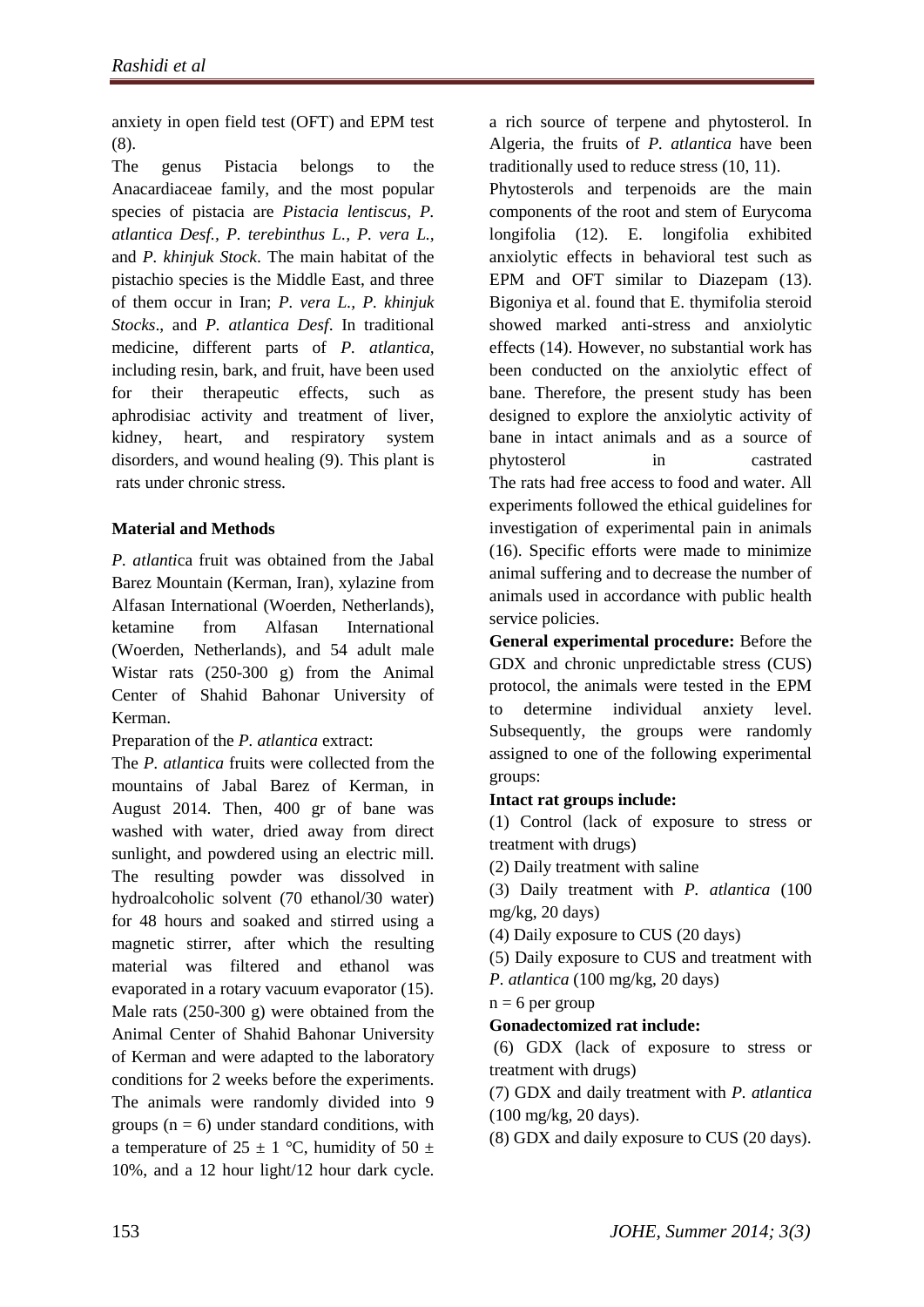anxiety in open field test (OFT) and EPM test (8).

The genus Pistacia belongs to the Anacardiaceae family, and the most popular species of pistacia are *Pistacia lentiscus, P. atlantica Desf., P. terebinthus L., P. vera L.,* and *P. khinjuk Stock*. The main habitat of the pistachio species is the Middle East, and three of them occur in Iran; *P. vera L., P. khinjuk Stocks*., and *P. atlantica Desf*. In traditional medicine, different parts of *P. atlantica,* including resin, bark, and fruit, have been used for their therapeutic effects, such as aphrodisiac activity and treatment of liver, kidney, heart, and respiratory system disorders, and wound healing (9). This plant is a rich source of terpene and phytosterol. In Algeria, the fruits of *P. atlantica* have been traditionally used to reduce stress (10, 11).

Phytosterols and terpenoids are the main components of the root and stem of Eurycoma longifolia (12). E. longifolia exhibited anxiolytic effects in behavioral test such as EPM and OFT similar to Diazepam (13). Bigoniya et al. found that E. thymifolia steroid showed marked anti-stress and anxiolytic effects (14). However, no substantial work has been conducted on the anxiolytic effect of bane. Therefore, the present study has been designed to explore the anxiolytic activity of bane in intact animals and as a source of phytosterol in castrated rats under chronic stress.

## Material and Methods

*P. atlanti*ca fruit was obtained from the Jabal Barez Mountain (Kerman, Iran), xylazine from Alfasan International (Woerden, Netherlands), ketamine from Alfasan International (Woerden, Netherlands), and 54 adult male Wistar rats (250-300 g) from the Animal Center of Shahid Bahonar University of Kerman.

Preparation of the *P. atlantica* extract:

The *P. atlantica* fruits were collected from the mountains of Jabal Barez of Kerman, in August 2014. Then, 400 gr of bane was washed with water, dried away from direct sunlight, and powdered using an electric mill. The resulting powder was dissolved in hydroalcoholic solvent (70 ethanol/30 water) for 48 hours and soaked and stirred using a magnetic stirrer, after which the resulting material was filtered and ethanol was evaporated in a rotary vacuum evaporator (15). Male rats (250-300 g) were obtained from the Animal Center of Shahid Bahonar University of Kerman and were adapted to the laboratory conditions for 2 weeks before the experiments. The animals were randomly divided into 9 groups (n = 6) under standard conditions, with a temperature of 25 ± 1 °C, humidity of 50 ± 10%, and a 12 hour light/12 hour dark cycle. The rats had free access to food and water. All experiments followed the ethical guidelines for investigation of experimental pain in animals (16). Specific efforts were made to minimize animal suffering and to decrease the number of animals used in accordance with public health service policies.

**General experimental procedure:** Before the GDX and chronic unpredictable stress (CUS) protocol, the animals were tested in the EPM to determine individual anxiety level. Subsequently, the groups were randomly assigned to one of the following experimental groups:

**Intact rat groups include:**

(1) Control (lack of exposure to stress or treatment with drugs)

(2) Daily treatment with saline

(3) Daily treatment with *P. atlantica* (100 mg/kg, 20 days)

(4) Daily exposure to CUS (20 days)

(5) Daily exposure to CUS and treatment with *P. atlantica* (100 mg/kg, 20 days)

n = 6 per group

**Gonadectomized rat include:**

(6) GDX (lack of exposure to stress or treatment with drugs)

(7) GDX and daily treatment with *P. atlantica* (100 mg/kg, 20 days).

(8) GDX and daily exposure to CUS (20 days).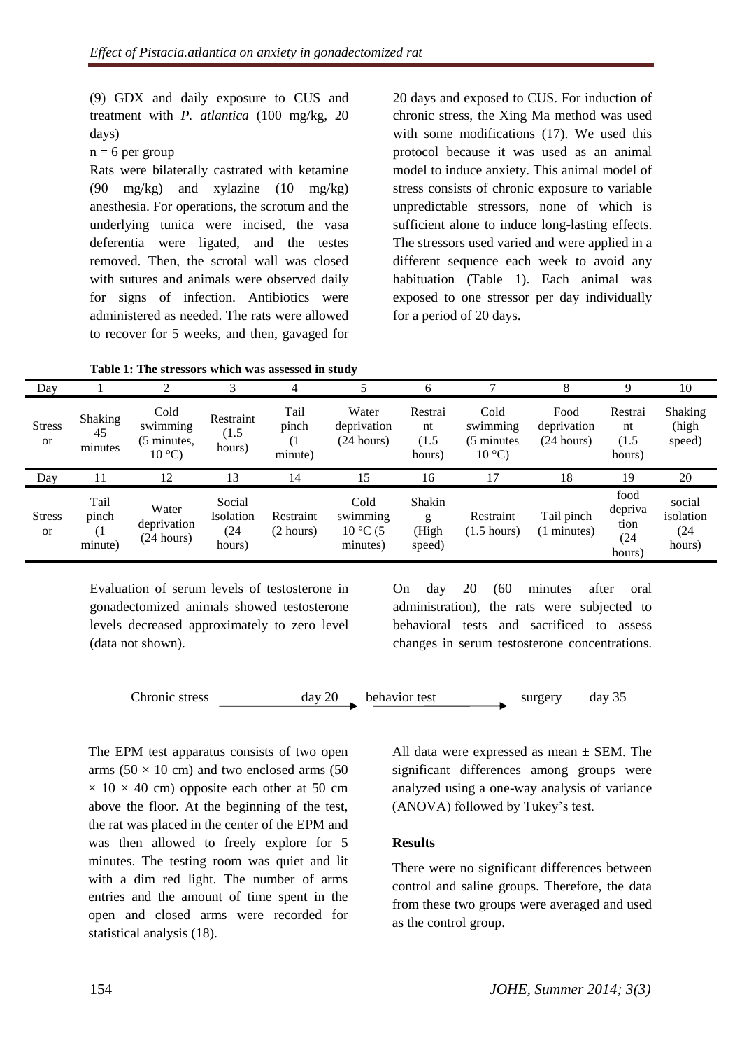(9) GDX and daily exposure to CUS and treatment with *P. atlantica* (100 mg/kg, 20 days)

n = 6 per group

Rats were bilaterally castrated with ketamine (90 mg/kg) and xylazine (10 mg/kg) anesthesia. For operations, the scrotum and the underlying tunica were incised, the vasa deferentia were ligated, and the testes removed. Then, the scrotal wall was closed with sutures and animals were observed daily for signs of infection. Antibiotics were administered as needed. The rats were allowed to recover for 5 weeks, and then, gavaged for 20 days and exposed to CUS. For induction of chronic stress, the Xing Ma method was used with some modifications (17). We used this protocol because it was used as an animal model to induce anxiety. This animal model of stress consists of chronic exposure to variable unpredictable stressors, none of which is sufficient alone to induce long-lasting effects. The stressors used varied and were applied in a different sequence each week to avoid any habituation (Table 1). Each animal was exposed to one stressor per day individually for a period of 20 days.

**Table 1: The stressors which was assessed in study**

| Day | 1 | 2 | 3 | 4 | 5 | 6 | 7 | 8 | 9 | 10 |
|---|---|---|---|---|---|---|---|---|---|---|
| Stressor | Shaking 45 minutes | Cold swimming (5 minutes, 10 °C) | Restraint (1.5 hours) | Tail pinch (1 minute) | Water deprivation (24 hours) | Restraint (1.5 hours) | Cold swimming (5 minutes 10 °C) | Food deprivation (24 hours) | Restraint (1.5 hours) | Shaking (high speed) |
| **Day** | **11** | **12** | **13** | **14** | **15** | **16** | **17** | **18** | **19** | **20** |
| Stressor | Tail pinch (1 minute) | Water deprivation (24 hours) | Social Isolation (24 hours) | Restraint (2 hours) | Cold swimming 10 °C (5 minutes) | Shaking (High speed) | Restraint (1.5 hours) | Tail pinch (1 minutes) | food deprivation (24 hours) | social isolation (24 hours) |

Evaluation of serum levels of testosterone in gonadectomized animals showed testosterone levels decreased approximately to zero level (data not shown).

On day 20 (60 minutes after oral administration), the rats were subjected to behavioral tests and sacrificed to assess changes in serum testosterone concentrations.

Chronic stress ——— day 20 → behavior test ——— → surgery day 35

The EPM test apparatus consists of two open arms (50 × 10 cm) and two enclosed arms (50 × 10 × 40 cm) opposite each other at 50 cm above the floor. At the beginning of the test, the rat was placed in the center of the EPM and was then allowed to freely explore for 5 minutes. The testing room was quiet and lit with a dim red light. The number of arms entries and the amount of time spent in the open and closed arms were recorded for statistical analysis (18).

All data were expressed as mean ± SEM. The significant differences among groups were analyzed using a one-way analysis of variance (ANOVA) followed by Tukey's test.

## Results

There were no significant differences between control and saline groups. Therefore, the data from these two groups were averaged and used as the control group.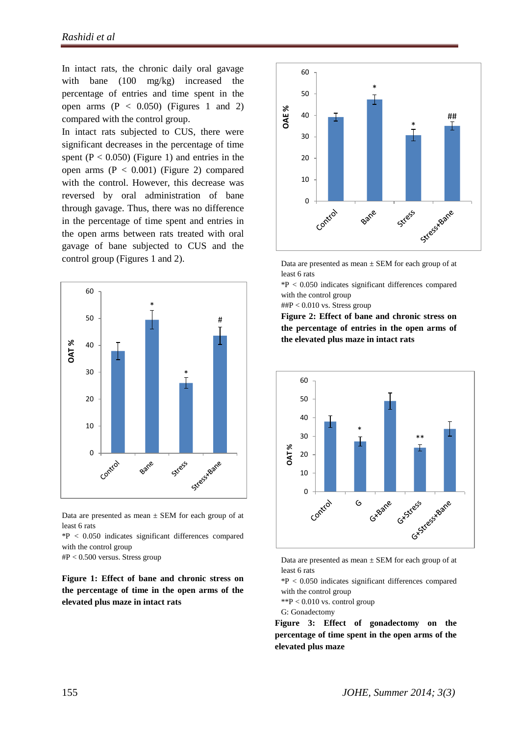In intact rats, the chronic daily oral gavage with bane (100 mg/kg) increased the percentage of entries and time spent in the open arms ($P < 0.050$) (Figures 1 and 2) compared with the control group.

In intact rats subjected to CUS, there were significant decreases in the percentage of time spent ($P < 0.050$) (Figure 1) and entries in the open arms ($P < 0.001$) (Figure 2) compared with the control. However, this decrease was reversed by oral administration of bane through gavage. Thus, there was no difference in the percentage of time spent and entries in the open arms between rats treated with oral gavage of bane subjected to CUS and the control group (Figures 1 and 2).

Data are presented as mean ± SEM for each group of at least 6 rats

*P < 0.050 indicates significant differences compared with the control group

#P < 0.500 versus. Stress group

**Figure 1: Effect of bane and chronic stress on the percentage of time in the open arms of the elevated plus maze in intact rats**

Data are presented as mean ± SEM for each group of at least 6 rats

*P < 0.050 indicates significant differences compared with the control group

##P < 0.010 vs. Stress group

**Figure 2: Effect of bane and chronic stress on the percentage of entries in the open arms of the elevated plus maze in intact rats**

Data are presented as mean ± SEM for each group of at least 6 rats

*P < 0.050 indicates significant differences compared with the control group

**P < 0.010 vs. control group

G: Gonadectomy

**Figure 3: Effect of gonadectomy on the percentage of time spent in the open arms of the elevated plus maze**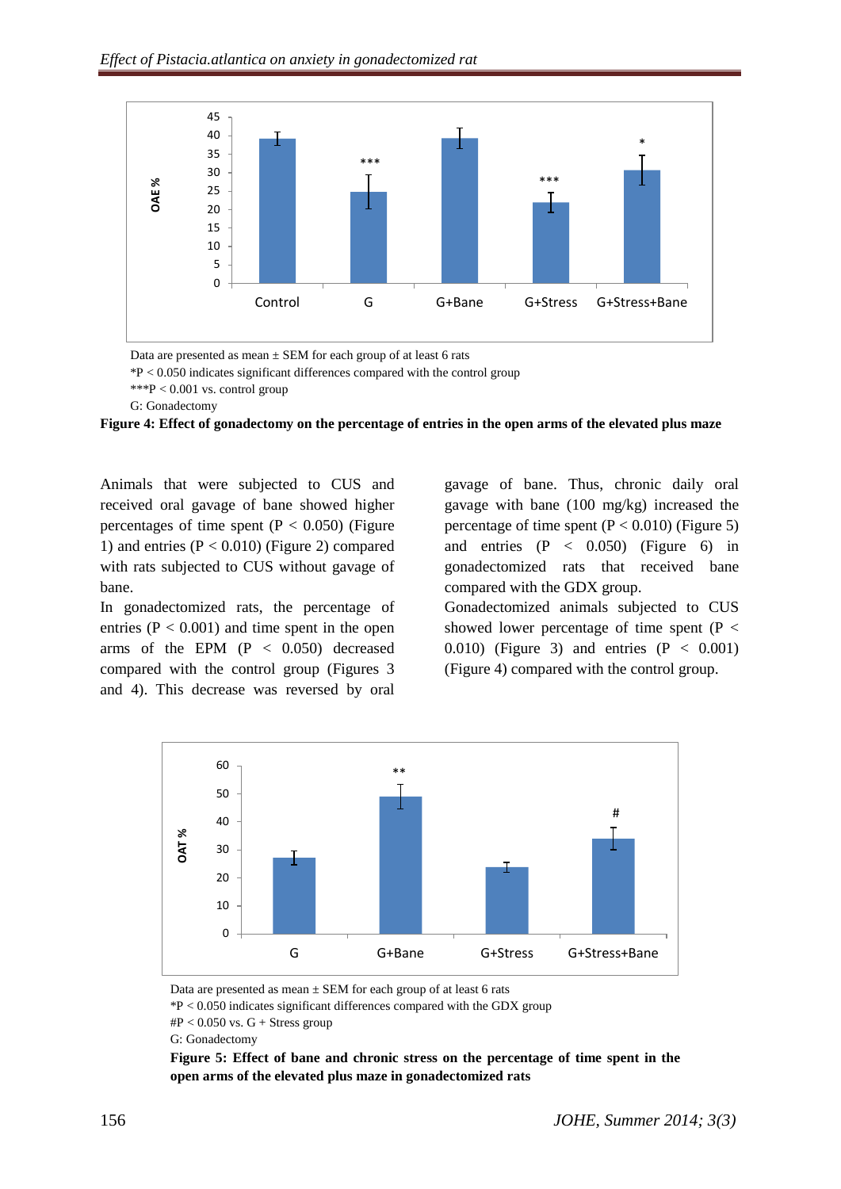Data are presented as mean ± SEM for each group of at least 6 rats

*P < 0.050 indicates significant differences compared with the control group

***P < 0.001 vs. control group

G: Gonadectomy

**Figure 4: Effect of gonadectomy on the percentage of entries in the open arms of the elevated plus maze**

Animals that were subjected to CUS and received oral gavage of bane showed higher percentages of time spent (P < 0.050) (Figure 1) and entries (P < 0.010) (Figure 2) compared with rats subjected to CUS without gavage of bane.

In gonadectomized rats, the percentage of entries (P < 0.001) and time spent in the open arms of the EPM (P < 0.050) decreased compared with the control group (Figures 3 and 4). This decrease was reversed by oral gavage of bane. Thus, chronic daily oral gavage with bane (100 mg/kg) increased the percentage of time spent (P < 0.010) (Figure 5) and entries (P < 0.050) (Figure 6) in gonadectomized rats that received bane compared with the GDX group.

Gonadectomized animals subjected to CUS showed lower percentage of time spent (P < 0.010) (Figure 3) and entries (P < 0.001) (Figure 4) compared with the control group.

Data are presented as mean ± SEM for each group of at least 6 rats

*P < 0.050 indicates significant differences compared with the GDX group

#P < 0.050 vs. G + Stress group

G: Gonadectomy

**Figure 5: Effect of bane and chronic stress on the percentage of time spent in the open arms of the elevated plus maze in gonadectomized rats**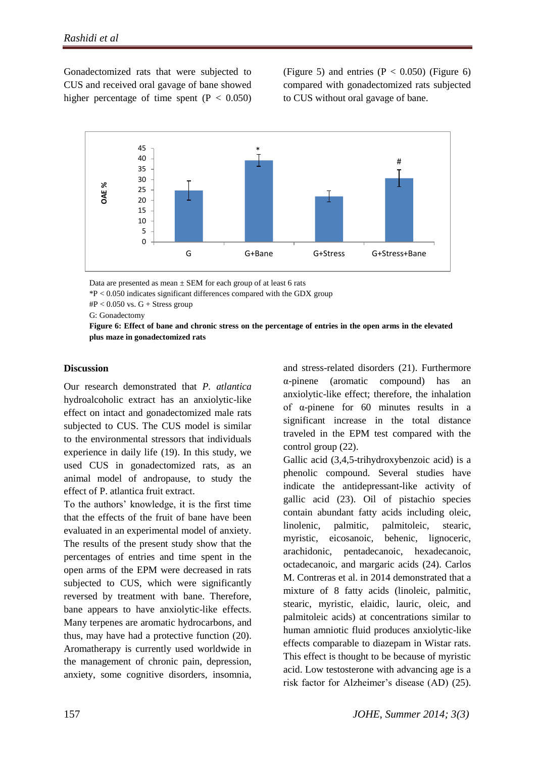Gonadectomized rats that were subjected to CUS and received oral gavage of bane showed higher percentage of time spent ($P < 0.050$) (Figure 5) and entries ($P < 0.050$) (Figure 6) compared with gonadectomized rats subjected to CUS without oral gavage of bane.

Data are presented as mean ± SEM for each group of at least 6 rats

*P < 0.050 indicates significant differences compared with the GDX group

#P < 0.050 vs. G + Stress group

G: Gonadectomy

**Figure 6: Effect of bane and chronic stress on the percentage of entries in the open arms in the elevated plus maze in gonadectomized rats**

## Discussion

Our research demonstrated that *P. atlantica* hydroalcoholic extract has an anxiolytic-like effect on intact and gonadectomized male rats subjected to CUS. The CUS model is similar to the environmental stressors that individuals experience in daily life (19). In this study, we used CUS in gonadectomized rats, as an animal model of andropause, to study the effect of P. atlantica fruit extract.

To the authors' knowledge, it is the first time that the effects of the fruit of bane have been evaluated in an experimental model of anxiety. The results of the present study show that the percentages of entries and time spent in the open arms of the EPM were decreased in rats subjected to CUS, which were significantly reversed by treatment with bane. Therefore, bane appears to have anxiolytic-like effects. Many terpenes are aromatic hydrocarbons, and thus, may have had a protective function (20). Aromatherapy is currently used worldwide in the management of chronic pain, depression, anxiety, some cognitive disorders, insomnia, and stress-related disorders (21). Furthermore α-pinene (aromatic compound) has an anxiolytic-like effect; therefore, the inhalation of α-pinene for 60 minutes results in a significant increase in the total distance traveled in the EPM test compared with the control group (22).

Gallic acid (3,4,5-trihydroxybenzoic acid) is a phenolic compound. Several studies have indicate the antidepressant-like activity of gallic acid (23). Oil of pistachio species contain abundant fatty acids including oleic, linolenic, palmitic, palmitoleic, stearic, myristic, eicosanoic, behenic, lignoceric, arachidonic, pentadecanoic, hexadecanoic, octadecanoic, and margaric acids (24). Carlos M. Contreras et al. in 2014 demonstrated that a mixture of 8 fatty acids (linoleic, palmitic, stearic, myristic, elaidic, lauric, oleic, and palmitoleic acids) at concentrations similar to human amniotic fluid produces anxiolytic-like effects comparable to diazepam in Wistar rats. This effect is thought to be because of myristic acid. Low testosterone with advancing age is a risk factor for Alzheimer's disease (AD) (25).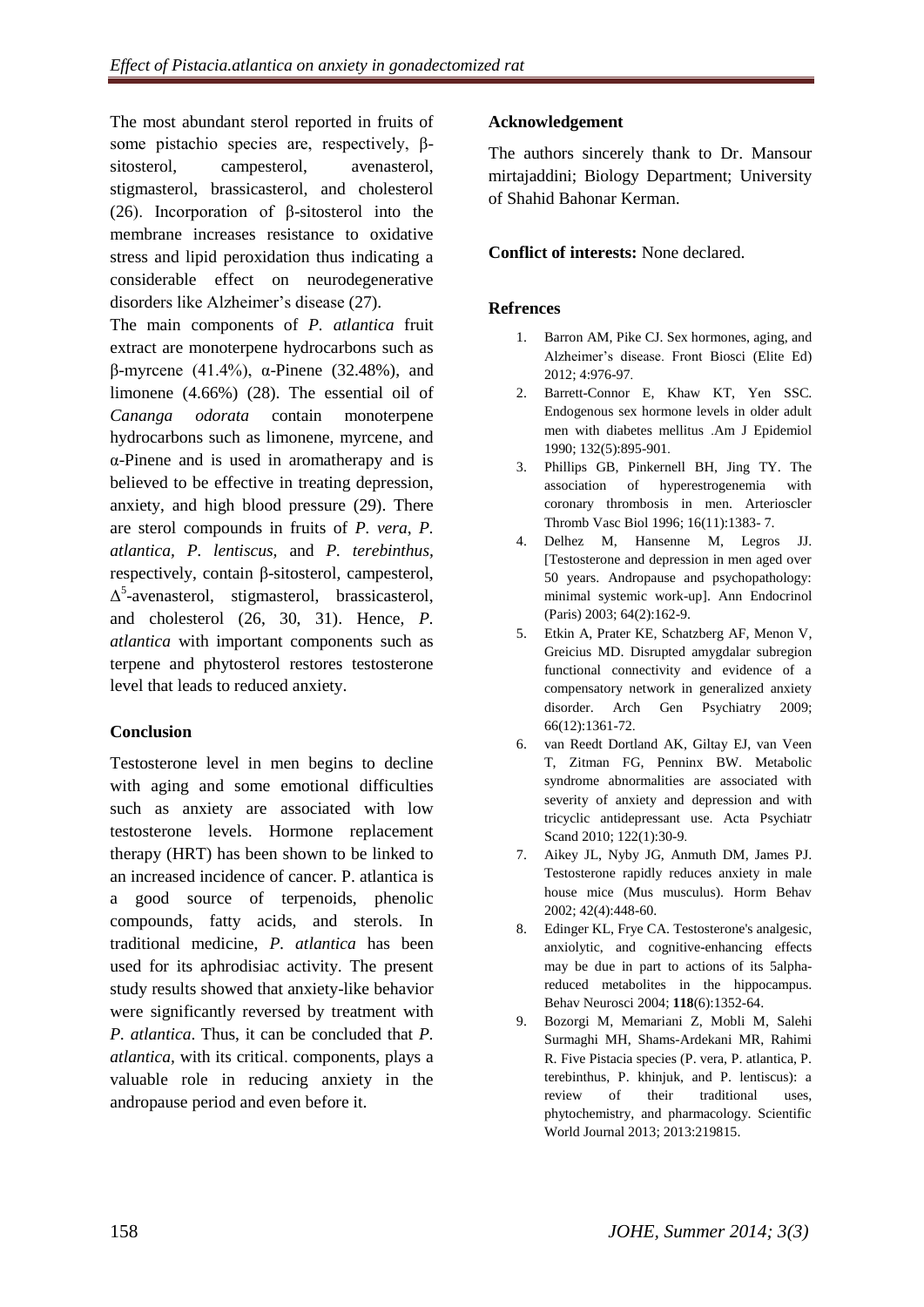The most abundant sterol reported in fruits of some pistachio species are, respectively, β-sitosterol, campesterol, avenasterol, stigmasterol, brassicasterol, and cholesterol (26). Incorporation of β-sitosterol into the membrane increases resistance to oxidative stress and lipid peroxidation thus indicating a considerable effect on neurodegenerative disorders like Alzheimer's disease (27).

The main components of *P. atlantica* fruit extract are monoterpene hydrocarbons such as β-myrcene (41.4%), α-Pinene (32.48%), and limonene (4.66%) (28). The essential oil of *Cananga odorata* contain monoterpene hydrocarbons such as limonene, myrcene, and α-Pinene and is used in aromatherapy and is believed to be effective in treating depression, anxiety, and high blood pressure (29). There are sterol compounds in fruits of *P. vera*, *P. atlantica*, *P. lentiscus,* and *P. terebinthus*, respectively, contain β-sitosterol, campesterol, $\Delta^5$-avenasterol, stigmasterol, brassicasterol, and cholesterol (26, 30, 31). Hence, *P. atlantica* with important components such as terpene and phytosterol restores testosterone level that leads to reduced anxiety.

## Conclusion

Testosterone level in men begins to decline with aging and some emotional difficulties such as anxiety are associated with low testosterone levels. Hormone replacement therapy (HRT) has been shown to be linked to an increased incidence of cancer. P. atlantica is a good source of terpenoids, phenolic compounds, fatty acids, and sterols. In traditional medicine, *P. atlantica* has been used for its aphrodisiac activity. The present study results showed that anxiety-like behavior were significantly reversed by treatment with *P. atlantica*. Thus, it can be concluded that *P. atlantica*, with its critical. components, plays a valuable role in reducing anxiety in the andropause period and even before it.

## Acknowledgement

The authors sincerely thank to Dr. Mansour mirtajaddini; Biology Department; University of Shahid Bahonar Kerman.

**Conflict of interests:** None declared.

## Refrences

1. Barron AM, Pike CJ. Sex hormones, aging, and Alzheimer's disease. Front Biosci (Elite Ed) 2012; 4:976-97.
2. Barrett-Connor E, Khaw KT, Yen SSC. Endogenous sex hormone levels in older adult men with diabetes mellitus .Am J Epidemiol 1990; 132(5):895-901.
3. Phillips GB, Pinkernell BH, Jing TY. The association of hyperestrogenemia with coronary thrombosis in men. Arterioscler Thromb Vasc Biol 1996; 16(11):1383- 7.
4. Delhez M, Hansenne M, Legros JJ. [Testosterone and depression in men aged over 50 years. Andropause and psychopathology: minimal systemic work-up]. Ann Endocrinol (Paris) 2003; 64(2):162-9.
5. Etkin A, Prater KE, Schatzberg AF, Menon V, Greicius MD. Disrupted amygdalar subregion functional connectivity and evidence of a compensatory network in generalized anxiety disorder. Arch Gen Psychiatry 2009; 66(12):1361-72.
6. van Reedt Dortland AK, Giltay EJ, van Veen T, Zitman FG, Penninx BW. Metabolic syndrome abnormalities are associated with severity of anxiety and depression and with tricyclic antidepressant use. Acta Psychiatr Scand 2010; 122(1):30-9.
7. Aikey JL, Nyby JG, Anmuth DM, James PJ. Testosterone rapidly reduces anxiety in male house mice (Mus musculus). Horm Behav 2002; 42(4):448-60.
8. Edinger KL, Frye CA. Testosterone's analgesic, anxiolytic, and cognitive-enhancing effects may be due in part to actions of its 5alpha-reduced metabolites in the hippocampus. Behav Neurosci 2004; **118**(6):1352-64.
9. Bozorgi M, Memariani Z, Mobli M, Salehi Surmaghi MH, Shams-Ardekani MR, Rahimi R. Five Pistacia species (P. vera, P. atlantica, P. terebinthus, P. khinjuk, and P. lentiscus): a review of their traditional uses, phytochemistry, and pharmacology. Scientific World Journal 2013; 2013:219815.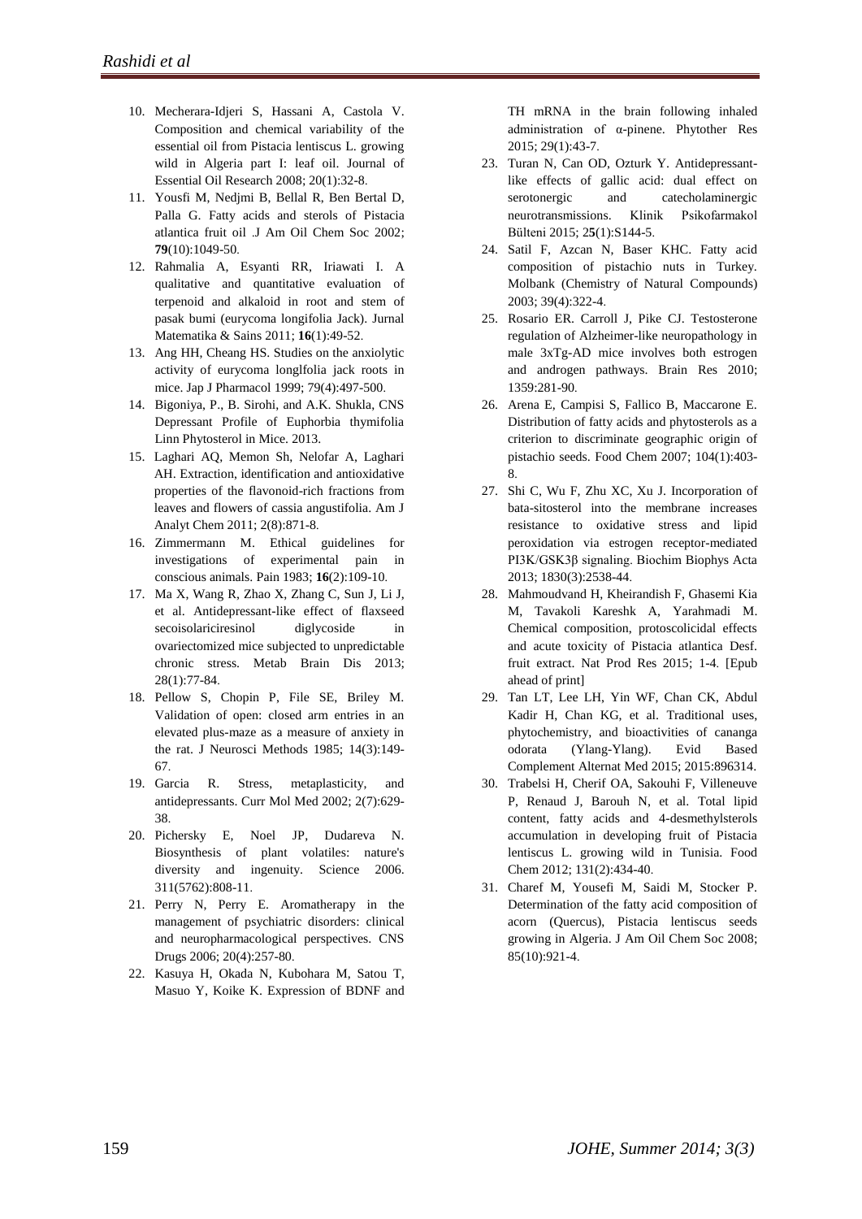10. Mecherara-Idjeri S, Hassani A, Castola V. Composition and chemical variability of the essential oil from Pistacia lentiscus L. growing wild in Algeria part I: leaf oil. Journal of Essential Oil Research 2008; 20(1):32-8.
11. Yousfi M, Nedjmi B, Bellal R, Ben Bertal D, Palla G. Fatty acids and sterols of Pistacia atlantica fruit oil .J Am Oil Chem Soc 2002; **79**(10):1049-50.
12. Rahmalia A, Esyanti RR, Iriawati I. A qualitative and quantitative evaluation of terpenoid and alkaloid in root and stem of pasak bumi (eurycoma longifolia Jack). Jurnal Matematika & Sains 2011; **16**(1):49-52.
13. Ang HH, Cheang HS. Studies on the anxiolytic activity of eurycoma longlfolia jack roots in mice. Jap J Pharmacol 1999; 79(4):497-500.
14. Bigoniya, P., B. Sirohi, and A.K. Shukla, CNS Depressant Profile of Euphorbia thymifolia Linn Phytosterol in Mice. 2013.
15. Laghari AQ, Memon Sh, Nelofar A, Laghari AH. Extraction, identification and antioxidative properties of the flavonoid-rich fractions from leaves and flowers of cassia angustifolia. Am J Analyt Chem 2011; 2(8):871-8.
16. Zimmermann M. Ethical guidelines for investigations of experimental pain in conscious animals. Pain 1983; **16**(2):109-10.
17. Ma X, Wang R, Zhao X, Zhang C, Sun J, Li J, et al. Antidepressant-like effect of flaxseed secoisolariciresinol diglycoside in ovariectomized mice subjected to unpredictable chronic stress. Metab Brain Dis 2013; 28(1):77-84.
18. Pellow S, Chopin P, File SE, Briley M. Validation of open: closed arm entries in an elevated plus-maze as a measure of anxiety in the rat. J Neurosci Methods 1985; 14(3):149-67.
19. Garcia R. Stress, metaplasticity, and antidepressants. Curr Mol Med 2002; 2(7):629-38.
20. Pichersky E, Noel JP, Dudareva N. Biosynthesis of plant volatiles: nature's diversity and ingenuity. Science 2006. 311(5762):808-11.
21. Perry N, Perry E. Aromatherapy in the management of psychiatric disorders: clinical and neuropharmacological perspectives. CNS Drugs 2006; 20(4):257-80.
22. Kasuya H, Okada N, Kubohara M, Satou T, Masuo Y, Koike K. Expression of BDNF and TH mRNA in the brain following inhaled administration of α-pinene. Phytother Res 2015; 29(1):43-7.
23. Turan N, Can OD, Ozturk Y. Antidepressant-like effects of gallic acid: dual effect on serotonergic and catecholaminergic neurotransmissions. Klinik Psikofarmakol Bülteni 2015; 25(1):S144-5.
24. Satil F, Azcan N, Baser KHC. Fatty acid composition of pistachio nuts in Turkey. Molbank (Chemistry of Natural Compounds) 2003; 39(4):322-4.
25. Rosario ER. Carroll J, Pike CJ. Testosterone regulation of Alzheimer-like neuropathology in male 3xTg-AD mice involves both estrogen and androgen pathways. Brain Res 2010; 1359:281-90.
26. Arena E, Campisi S, Fallico B, Maccarone E. Distribution of fatty acids and phytosterols as a criterion to discriminate geographic origin of pistachio seeds. Food Chem 2007; 104(1):403-8.
27. Shi C, Wu F, Zhu XC, Xu J. Incorporation of bata-sitosterol into the membrane increases resistance to oxidative stress and lipid peroxidation via estrogen receptor-mediated PI3K/GSK3β signaling. Biochim Biophys Acta 2013; 1830(3):2538-44.
28. Mahmoudvand H, Kheirandish F, Ghasemi Kia M, Tavakoli Kareshk A, Yarahmadi M. Chemical composition, protoscolicidal effects and acute toxicity of Pistacia atlantica Desf. fruit extract. Nat Prod Res 2015; 1-4. [Epub ahead of print]
29. Tan LT, Lee LH, Yin WF, Chan CK, Abdul Kadir H, Chan KG, et al. Traditional uses, phytochemistry, and bioactivities of cananga odorata (Ylang-Ylang). Evid Based Complement Alternat Med 2015; 2015:896314.
30. Trabelsi H, Cherif OA, Sakouhi F, Villeneuve P, Renaud J, Barouh N, et al. Total lipid content, fatty acids and 4-desmethylsterols accumulation in developing fruit of Pistacia lentiscus L. growing wild in Tunisia. Food Chem 2012; 131(2):434-40.
31. Charef M, Yousefi M, Saidi M, Stocker P. Determination of the fatty acid composition of acorn (Quercus), Pistacia lentiscus seeds growing in Algeria. J Am Oil Chem Soc 2008; 85(10):921-4.